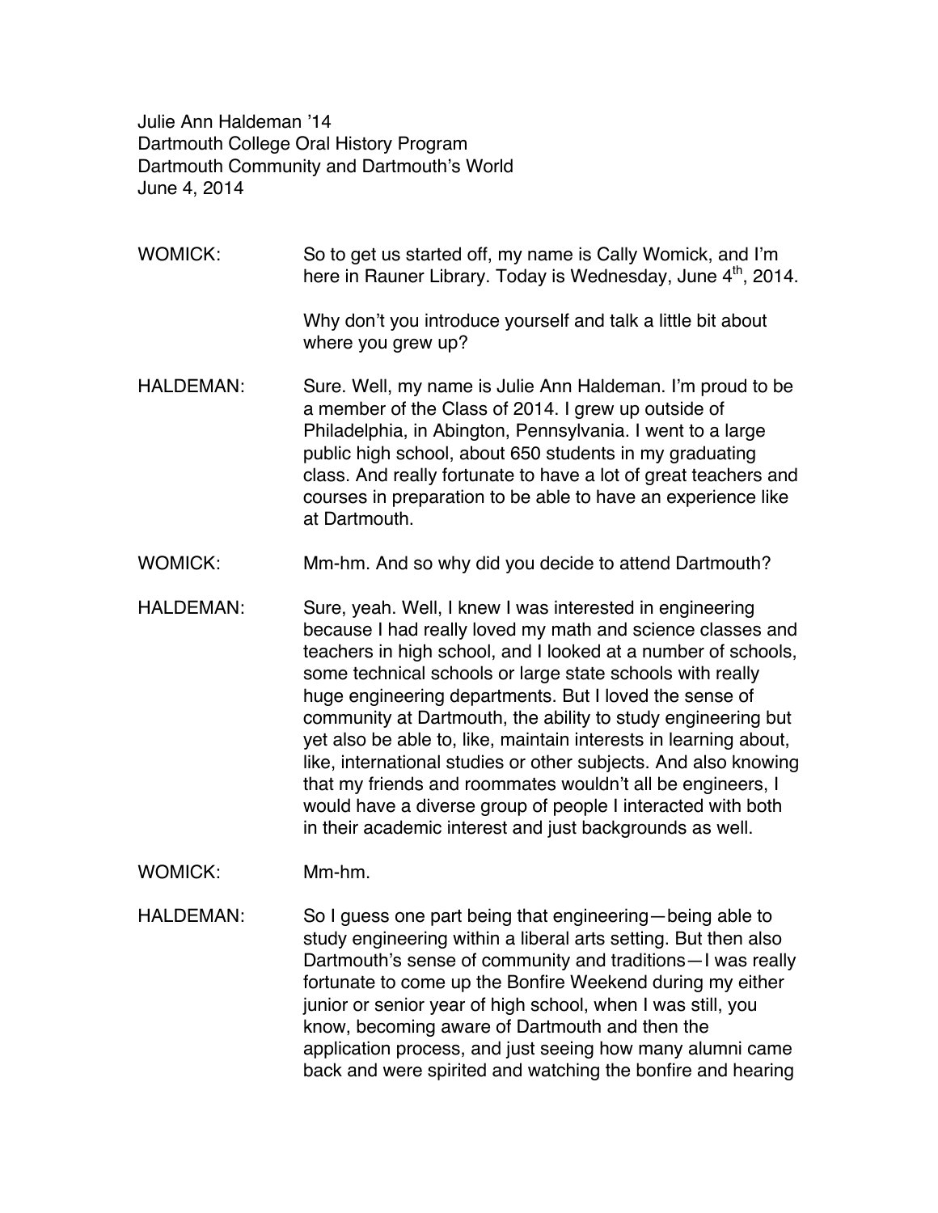Julie Ann Haldeman '14
Dartmouth College Oral History Program
Dartmouth Community and Dartmouth's World
June 4, 2014

WOMICK: So to get us started off, my name is Cally Womick, and I'm here in Rauner Library. Today is Wednesday, June 4th, 2014.

Why don't you introduce yourself and talk a little bit about where you grew up?

HALDEMAN: Sure. Well, my name is Julie Ann Haldeman. I'm proud to be a member of the Class of 2014. I grew up outside of Philadelphia, in Abington, Pennsylvania. I went to a large public high school, about 650 students in my graduating class. And really fortunate to have a lot of great teachers and courses in preparation to be able to have an experience like at Dartmouth.

WOMICK: Mm-hm. And so why did you decide to attend Dartmouth?

HALDEMAN: Sure, yeah. Well, I knew I was interested in engineering because I had really loved my math and science classes and teachers in high school, and I looked at a number of schools, some technical schools or large state schools with really huge engineering departments. But I loved the sense of community at Dartmouth, the ability to study engineering but yet also be able to, like, maintain interests in learning about, like, international studies or other subjects. And also knowing that my friends and roommates wouldn't all be engineers, I would have a diverse group of people I interacted with both in their academic interest and just backgrounds as well.

WOMICK: Mm-hm.

HALDEMAN: So I guess one part being that engineering—being able to study engineering within a liberal arts setting. But then also Dartmouth's sense of community and traditions—I was really fortunate to come up the Bonfire Weekend during my either junior or senior year of high school, when I was still, you know, becoming aware of Dartmouth and then the application process, and just seeing how many alumni came back and were spirited and watching the bonfire and hearing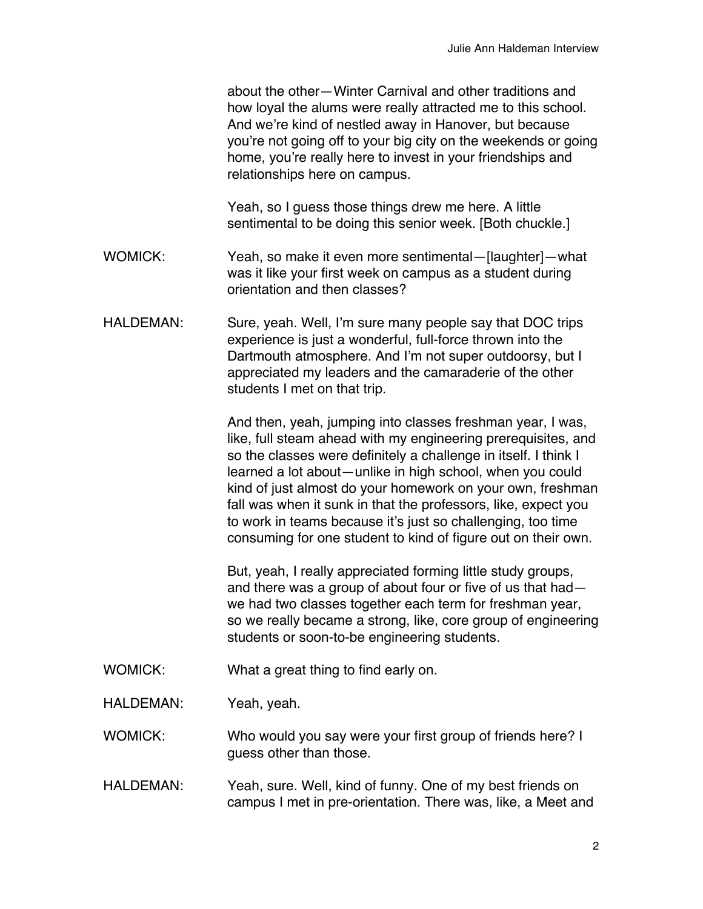about the other—Winter Carnival and other traditions and how loyal the alums were really attracted me to this school. And we're kind of nestled away in Hanover, but because you're not going off to your big city on the weekends or going home, you're really here to invest in your friendships and relationships here on campus.

Yeah, so I guess those things drew me here. A little sentimental to be doing this senior week. [Both chuckle.]

WOMICK: Yeah, so make it even more sentimental—[laughter]—what was it like your first week on campus as a student during orientation and then classes?

HALDEMAN: Sure, yeah. Well, I'm sure many people say that DOC trips experience is just a wonderful, full-force thrown into the Dartmouth atmosphere. And I'm not super outdoorsy, but I appreciated my leaders and the camaraderie of the other students I met on that trip.

And then, yeah, jumping into classes freshman year, I was, like, full steam ahead with my engineering prerequisites, and so the classes were definitely a challenge in itself. I think I learned a lot about—unlike in high school, when you could kind of just almost do your homework on your own, freshman fall was when it sunk in that the professors, like, expect you to work in teams because it's just so challenging, too time consuming for one student to kind of figure out on their own.

But, yeah, I really appreciated forming little study groups, and there was a group of about four or five of us that had—we had two classes together each term for freshman year, so we really became a strong, like, core group of engineering students or soon-to-be engineering students.

WOMICK: What a great thing to find early on.

HALDEMAN: Yeah, yeah.

WOMICK: Who would you say were your first group of friends here? I guess other than those.

HALDEMAN: Yeah, sure. Well, kind of funny. One of my best friends on campus I met in pre-orientation. There was, like, a Meet and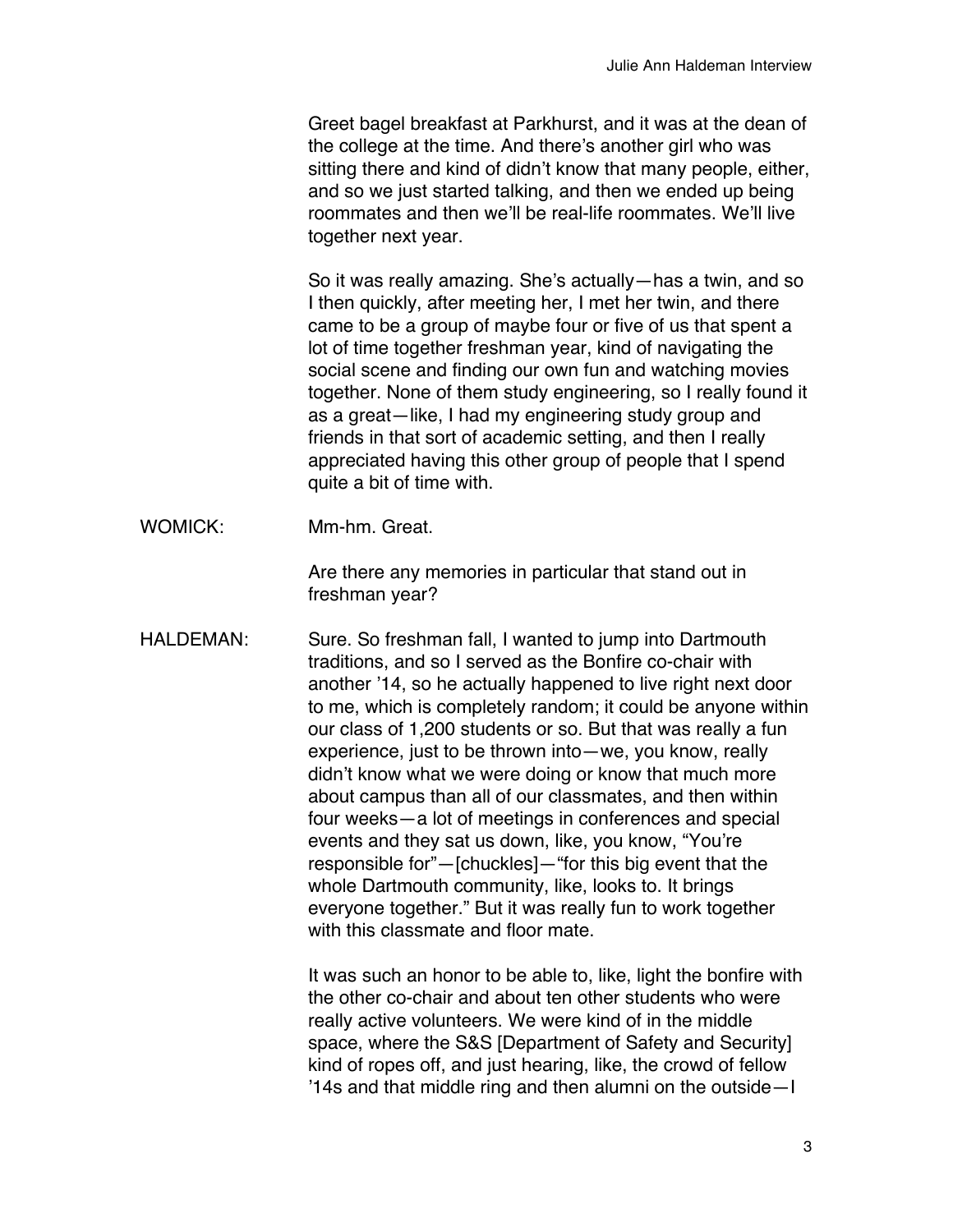Greet bagel breakfast at Parkhurst, and it was at the dean of the college at the time. And there's another girl who was sitting there and kind of didn't know that many people, either, and so we just started talking, and then we ended up being roommates and then we'll be real-life roommates. We'll live together next year.

So it was really amazing. She's actually—has a twin, and so I then quickly, after meeting her, I met her twin, and there came to be a group of maybe four or five of us that spent a lot of time together freshman year, kind of navigating the social scene and finding our own fun and watching movies together. None of them study engineering, so I really found it as a great—like, I had my engineering study group and friends in that sort of academic setting, and then I really appreciated having this other group of people that I spend quite a bit of time with.

WOMICK: Mm-hm. Great.

Are there any memories in particular that stand out in freshman year?

HALDEMAN: Sure. So freshman fall, I wanted to jump into Dartmouth traditions, and so I served as the Bonfire co-chair with another '14, so he actually happened to live right next door to me, which is completely random; it could be anyone within our class of 1,200 students or so. But that was really a fun experience, just to be thrown into—we, you know, really didn't know what we were doing or know that much more about campus than all of our classmates, and then within four weeks—a lot of meetings in conferences and special events and they sat us down, like, you know, "You're responsible for"—[chuckles]—"for this big event that the whole Dartmouth community, like, looks to. It brings everyone together." But it was really fun to work together with this classmate and floor mate.

It was such an honor to be able to, like, light the bonfire with the other co-chair and about ten other students who were really active volunteers. We were kind of in the middle space, where the S&S [Department of Safety and Security] kind of ropes off, and just hearing, like, the crowd of fellow '14s and that middle ring and then alumni on the outside—I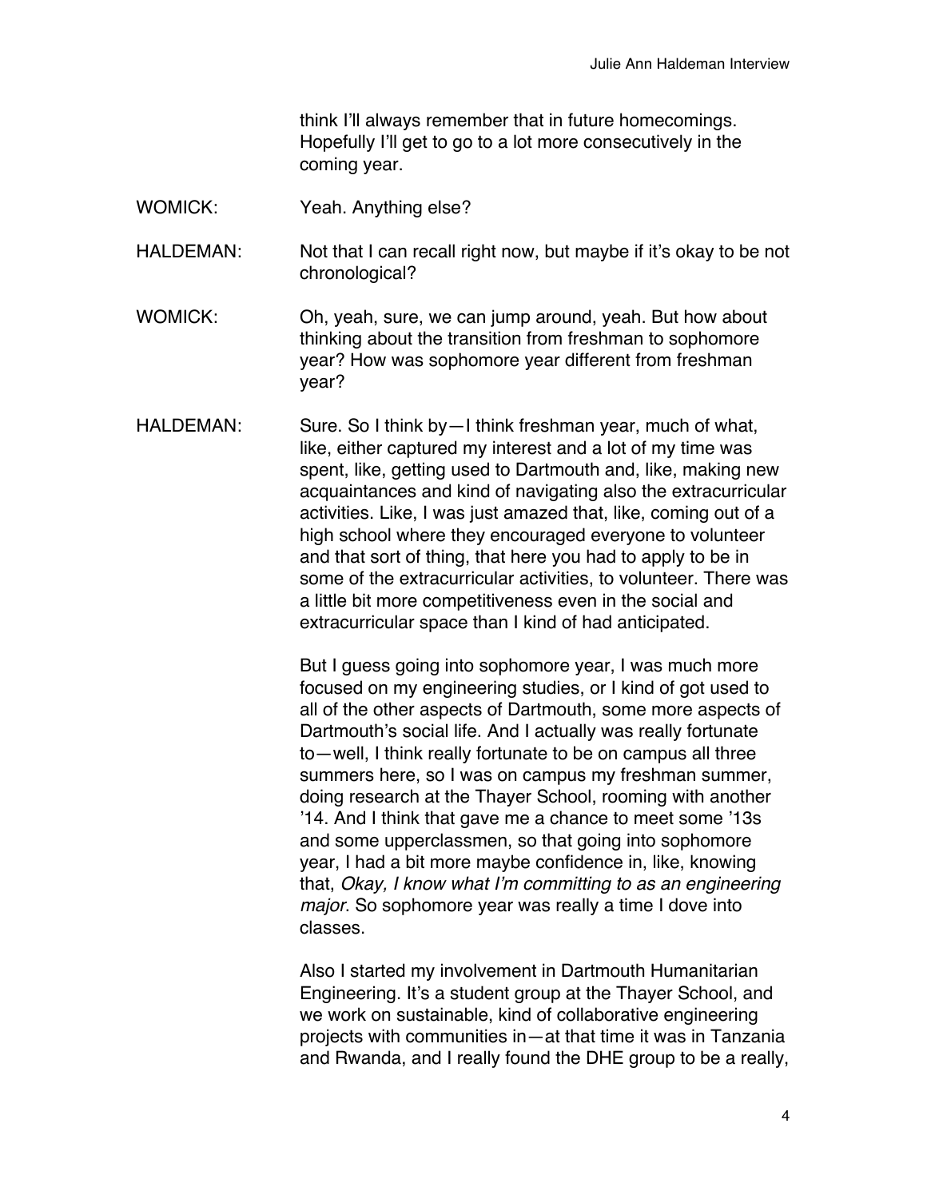think I'll always remember that in future homecomings. Hopefully I'll get to go to a lot more consecutively in the coming year.

WOMICK: Yeah. Anything else?

HALDEMAN: Not that I can recall right now, but maybe if it's okay to be not chronological?

WOMICK: Oh, yeah, sure, we can jump around, yeah. But how about thinking about the transition from freshman to sophomore year? How was sophomore year different from freshman year?

HALDEMAN: Sure. So I think by—I think freshman year, much of what, like, either captured my interest and a lot of my time was spent, like, getting used to Dartmouth and, like, making new acquaintances and kind of navigating also the extracurricular activities. Like, I was just amazed that, like, coming out of a high school where they encouraged everyone to volunteer and that sort of thing, that here you had to apply to be in some of the extracurricular activities, to volunteer. There was a little bit more competitiveness even in the social and extracurricular space than I kind of had anticipated.

But I guess going into sophomore year, I was much more focused on my engineering studies, or I kind of got used to all of the other aspects of Dartmouth, some more aspects of Dartmouth's social life. And I actually was really fortunate to—well, I think really fortunate to be on campus all three summers here, so I was on campus my freshman summer, doing research at the Thayer School, rooming with another '14. And I think that gave me a chance to meet some '13s and some upperclassmen, so that going into sophomore year, I had a bit more maybe confidence in, like, knowing that, *Okay, I know what I'm committing to as an engineering major*. So sophomore year was really a time I dove into classes.

Also I started my involvement in Dartmouth Humanitarian Engineering. It's a student group at the Thayer School, and we work on sustainable, kind of collaborative engineering projects with communities in—at that time it was in Tanzania and Rwanda, and I really found the DHE group to be a really,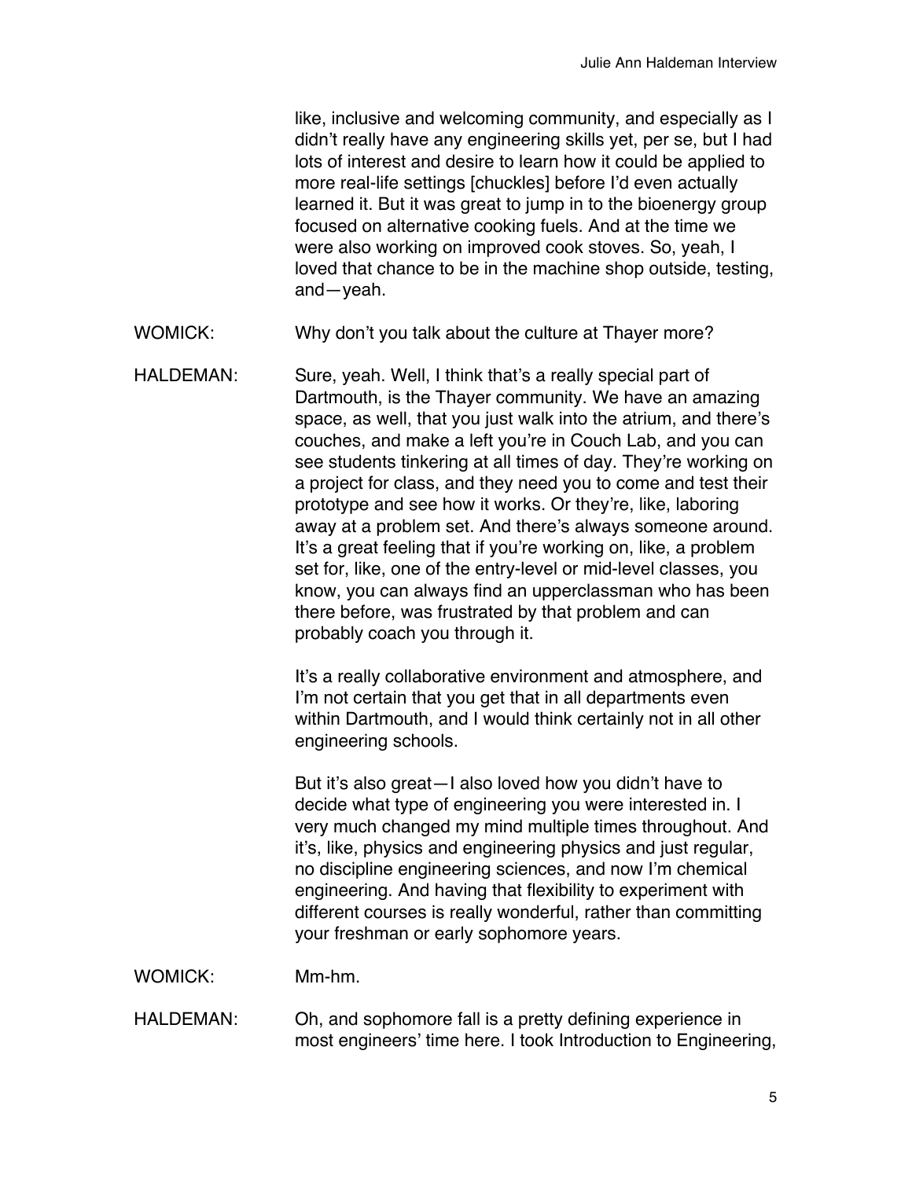like, inclusive and welcoming community, and especially as I didn't really have any engineering skills yet, per se, but I had lots of interest and desire to learn how it could be applied to more real-life settings [chuckles] before I'd even actually learned it. But it was great to jump in to the bioenergy group focused on alternative cooking fuels. And at the time we were also working on improved cook stoves. So, yeah, I loved that chance to be in the machine shop outside, testing, and—yeah.

WOMICK: Why don't you talk about the culture at Thayer more?

HALDEMAN: Sure, yeah. Well, I think that's a really special part of Dartmouth, is the Thayer community. We have an amazing space, as well, that you just walk into the atrium, and there's couches, and make a left you're in Couch Lab, and you can see students tinkering at all times of day. They're working on a project for class, and they need you to come and test their prototype and see how it works. Or they're, like, laboring away at a problem set. And there's always someone around. It's a great feeling that if you're working on, like, a problem set for, like, one of the entry-level or mid-level classes, you know, you can always find an upperclassman who has been there before, was frustrated by that problem and can probably coach you through it.

It's a really collaborative environment and atmosphere, and I'm not certain that you get that in all departments even within Dartmouth, and I would think certainly not in all other engineering schools.

But it's also great—I also loved how you didn't have to decide what type of engineering you were interested in. I very much changed my mind multiple times throughout. And it's, like, physics and engineering physics and just regular, no discipline engineering sciences, and now I'm chemical engineering. And having that flexibility to experiment with different courses is really wonderful, rather than committing your freshman or early sophomore years.

WOMICK: Mm-hm.

HALDEMAN: Oh, and sophomore fall is a pretty defining experience in most engineers' time here. I took Introduction to Engineering,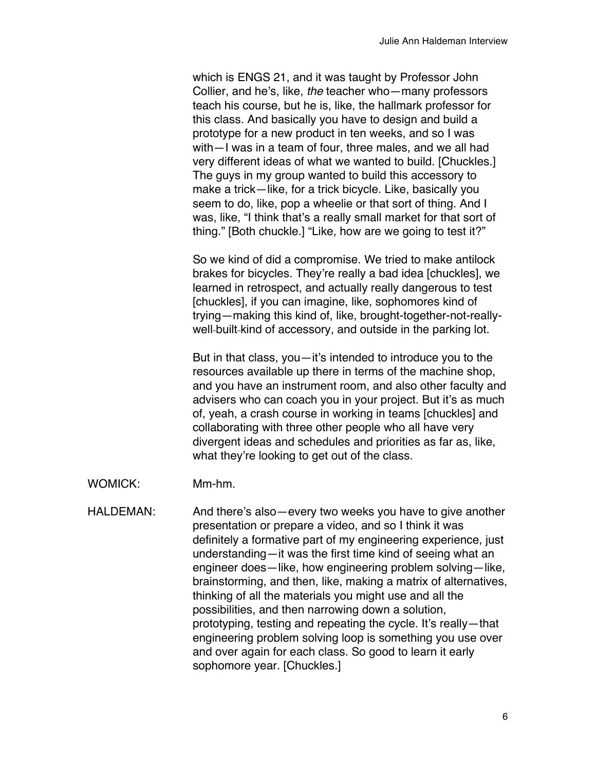which is ENGS 21, and it was taught by Professor John Collier, and he's, like, *the* teacher who—many professors teach his course, but he is, like, the hallmark professor for this class. And basically you have to design and build a prototype for a new product in ten weeks, and so I was with—I was in a team of four, three males, and we all had very different ideas of what we wanted to build. [Chuckles.] The guys in my group wanted to build this accessory to make a trick—like, for a trick bicycle. Like, basically you seem to do, like, pop a wheelie or that sort of thing. And I was, like, "I think that's a really small market for that sort of thing." [Both chuckle.] "Like, how are we going to test it?"

So we kind of did a compromise. We tried to make antilock brakes for bicycles. They're really a bad idea [chuckles], we learned in retrospect, and actually really dangerous to test [chuckles], if you can imagine, like, sophomores kind of trying—making this kind of, like, brought-together-not-really-well-built-kind of accessory, and outside in the parking lot.

But in that class, you—it's intended to introduce you to the resources available up there in terms of the machine shop, and you have an instrument room, and also other faculty and advisers who can coach you in your project. But it's as much of, yeah, a crash course in working in teams [chuckles] and collaborating with three other people who all have very divergent ideas and schedules and priorities as far as, like, what they're looking to get out of the class.

WOMICK: Mm-hm.

HALDEMAN: And there's also—every two weeks you have to give another presentation or prepare a video, and so I think it was definitely a formative part of my engineering experience, just understanding—it was the first time kind of seeing what an engineer does—like, how engineering problem solving—like, brainstorming, and then, like, making a matrix of alternatives, thinking of all the materials you might use and all the possibilities, and then narrowing down a solution, prototyping, testing and repeating the cycle. It's really—that engineering problem solving loop is something you use over and over again for each class. So good to learn it early sophomore year. [Chuckles.]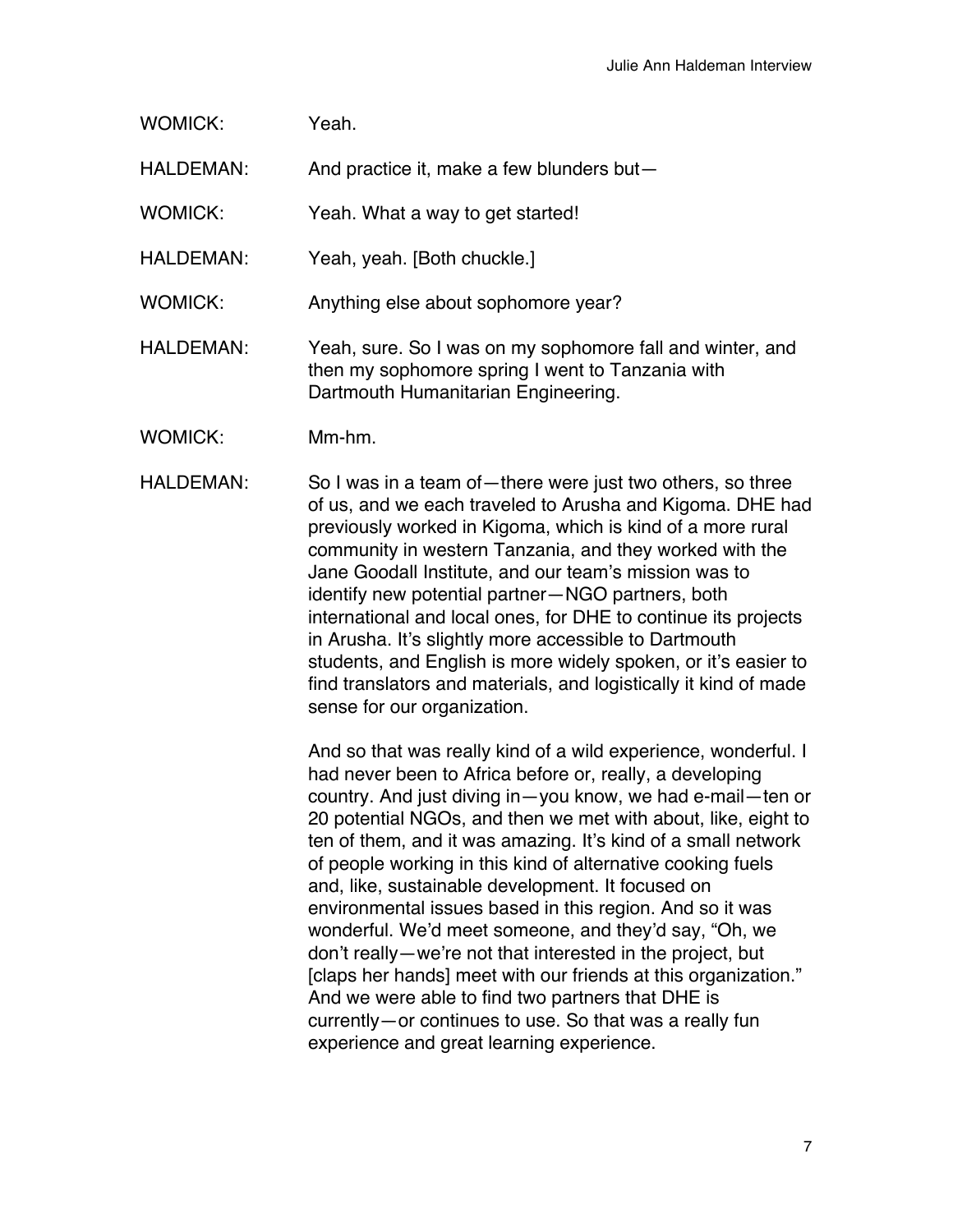WOMICK: Yeah.

HALDEMAN: And practice it, make a few blunders but—

WOMICK: Yeah. What a way to get started!

HALDEMAN: Yeah, yeah. [Both chuckle.]

WOMICK: Anything else about sophomore year?

HALDEMAN: Yeah, sure. So I was on my sophomore fall and winter, and then my sophomore spring I went to Tanzania with Dartmouth Humanitarian Engineering.

WOMICK: Mm-hm.

HALDEMAN: So I was in a team of—there were just two others, so three of us, and we each traveled to Arusha and Kigoma. DHE had previously worked in Kigoma, which is kind of a more rural community in western Tanzania, and they worked with the Jane Goodall Institute, and our team's mission was to identify new potential partner—NGO partners, both international and local ones, for DHE to continue its projects in Arusha. It's slightly more accessible to Dartmouth students, and English is more widely spoken, or it's easier to find translators and materials, and logistically it kind of made sense for our organization.

And so that was really kind of a wild experience, wonderful. I had never been to Africa before or, really, a developing country. And just diving in—you know, we had e-mail—ten or 20 potential NGOs, and then we met with about, like, eight to ten of them, and it was amazing. It's kind of a small network of people working in this kind of alternative cooking fuels and, like, sustainable development. It focused on environmental issues based in this region. And so it was wonderful. We'd meet someone, and they'd say, "Oh, we don't really—we're not that interested in the project, but [claps her hands] meet with our friends at this organization." And we were able to find two partners that DHE is currently—or continues to use. So that was a really fun experience and great learning experience.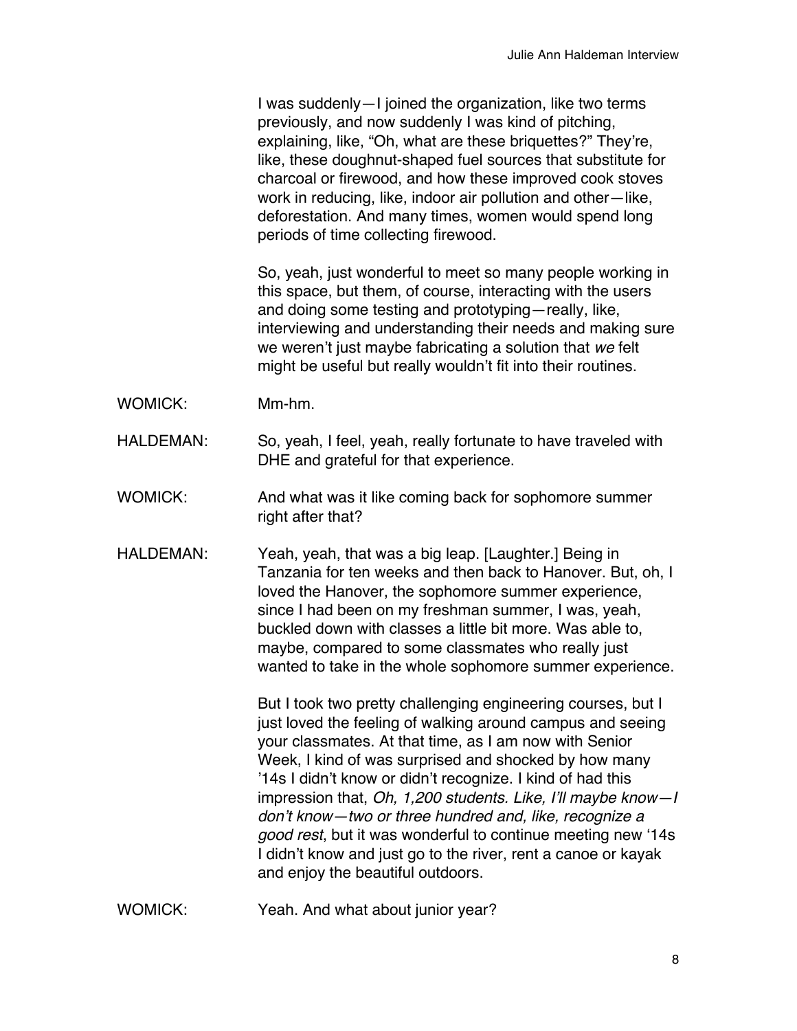I was suddenly—I joined the organization, like two terms previously, and now suddenly I was kind of pitching, explaining, like, "Oh, what are these briquettes?" They're, like, these doughnut-shaped fuel sources that substitute for charcoal or firewood, and how these improved cook stoves work in reducing, like, indoor air pollution and other—like, deforestation. And many times, women would spend long periods of time collecting firewood.

So, yeah, just wonderful to meet so many people working in this space, but them, of course, interacting with the users and doing some testing and prototyping—really, like, interviewing and understanding their needs and making sure we weren't just maybe fabricating a solution that *we* felt might be useful but really wouldn't fit into their routines.

WOMICK: Mm-hm.

HALDEMAN: So, yeah, I feel, yeah, really fortunate to have traveled with DHE and grateful for that experience.

WOMICK: And what was it like coming back for sophomore summer right after that?

HALDEMAN: Yeah, yeah, that was a big leap. [Laughter.] Being in Tanzania for ten weeks and then back to Hanover. But, oh, I loved the Hanover, the sophomore summer experience, since I had been on my freshman summer, I was, yeah, buckled down with classes a little bit more. Was able to, maybe, compared to some classmates who really just wanted to take in the whole sophomore summer experience.

But I took two pretty challenging engineering courses, but I just loved the feeling of walking around campus and seeing your classmates. At that time, as I am now with Senior Week, I kind of was surprised and shocked by how many '14s I didn't know or didn't recognize. I kind of had this impression that, *Oh, 1,200 students. Like, I'll maybe know—I don't know—two or three hundred and, like, recognize a good rest*, but it was wonderful to continue meeting new '14s I didn't know and just go to the river, rent a canoe or kayak and enjoy the beautiful outdoors.

WOMICK: Yeah. And what about junior year?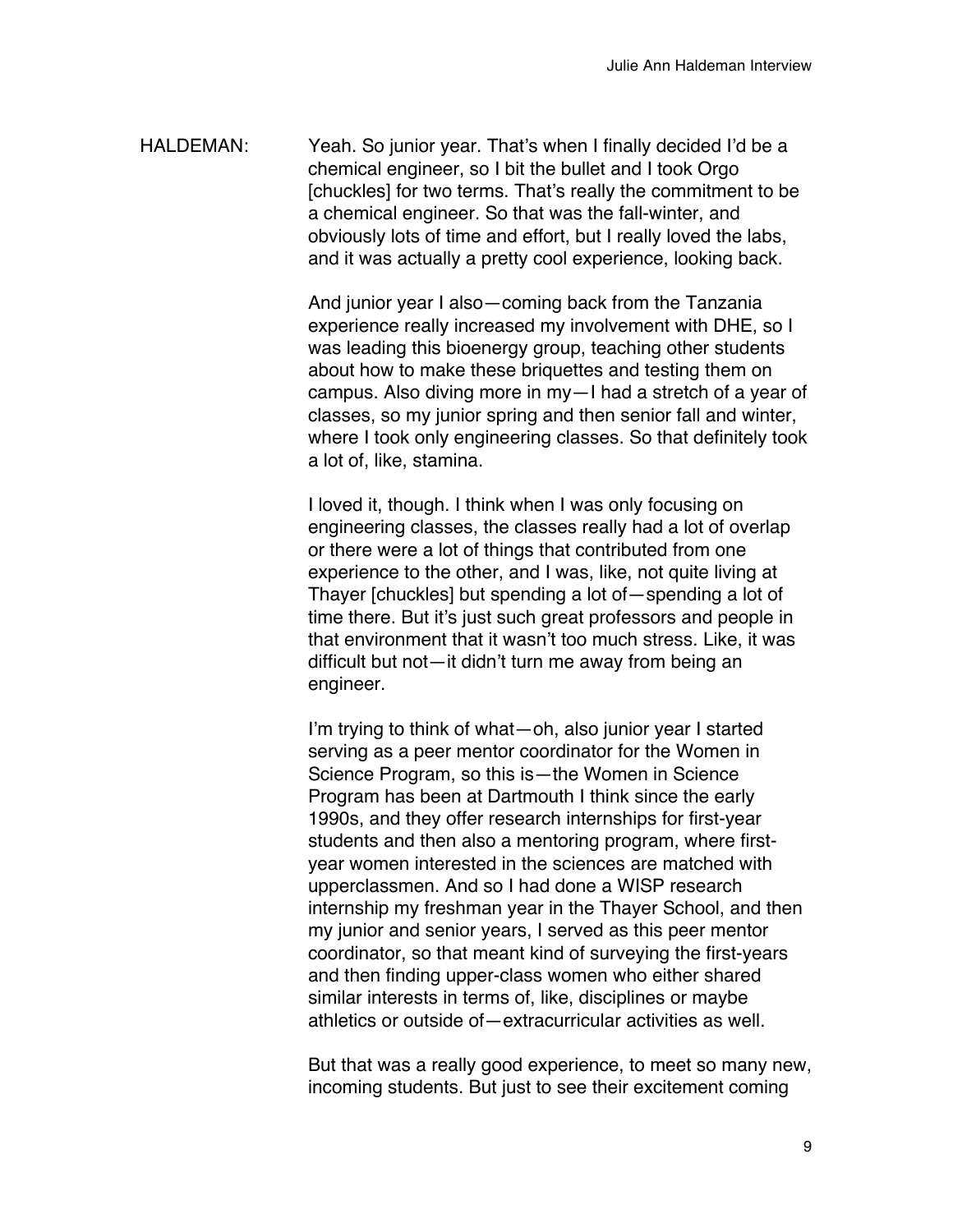HALDEMAN: Yeah. So junior year. That's when I finally decided I'd be a chemical engineer, so I bit the bullet and I took Orgo [chuckles] for two terms. That's really the commitment to be a chemical engineer. So that was the fall-winter, and obviously lots of time and effort, but I really loved the labs, and it was actually a pretty cool experience, looking back.

And junior year I also—coming back from the Tanzania experience really increased my involvement with DHE, so I was leading this bioenergy group, teaching other students about how to make these briquettes and testing them on campus. Also diving more in my—I had a stretch of a year of classes, so my junior spring and then senior fall and winter, where I took only engineering classes. So that definitely took a lot of, like, stamina.

I loved it, though. I think when I was only focusing on engineering classes, the classes really had a lot of overlap or there were a lot of things that contributed from one experience to the other, and I was, like, not quite living at Thayer [chuckles] but spending a lot of—spending a lot of time there. But it's just such great professors and people in that environment that it wasn't too much stress. Like, it was difficult but not—it didn't turn me away from being an engineer.

I'm trying to think of what—oh, also junior year I started serving as a peer mentor coordinator for the Women in Science Program, so this is—the Women in Science Program has been at Dartmouth I think since the early 1990s, and they offer research internships for first-year students and then also a mentoring program, where first-year women interested in the sciences are matched with upperclassmen. And so I had done a WISP research internship my freshman year in the Thayer School, and then my junior and senior years, I served as this peer mentor coordinator, so that meant kind of surveying the first-years and then finding upper-class women who either shared similar interests in terms of, like, disciplines or maybe athletics or outside of—extracurricular activities as well.

But that was a really good experience, to meet so many new, incoming students. But just to see their excitement coming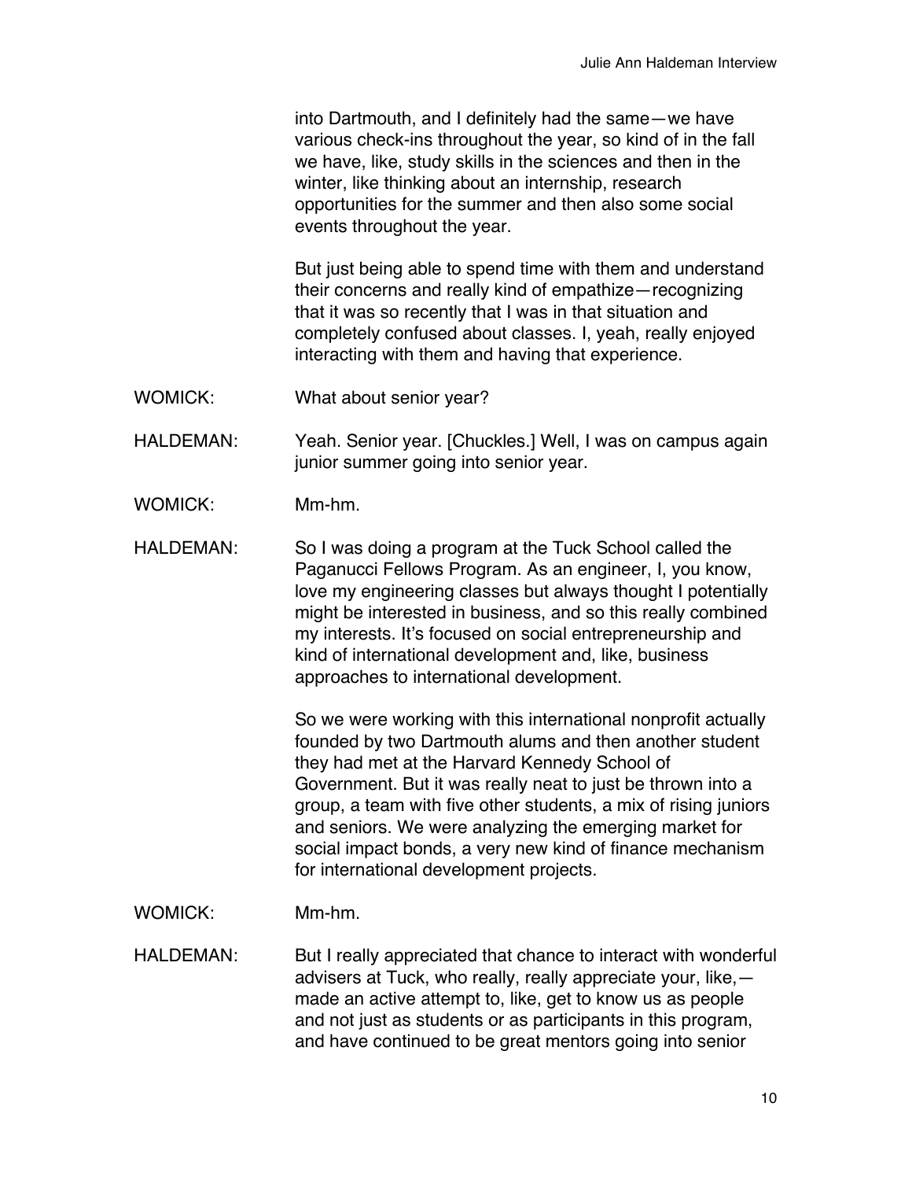into Dartmouth, and I definitely had the same—we have various check-ins throughout the year, so kind of in the fall we have, like, study skills in the sciences and then in the winter, like thinking about an internship, research opportunities for the summer and then also some social events throughout the year.

But just being able to spend time with them and understand their concerns and really kind of empathize—recognizing that it was so recently that I was in that situation and completely confused about classes. I, yeah, really enjoyed interacting with them and having that experience.

WOMICK: What about senior year?

HALDEMAN: Yeah. Senior year. [Chuckles.] Well, I was on campus again junior summer going into senior year.

WOMICK: Mm-hm.

HALDEMAN: So I was doing a program at the Tuck School called the Paganucci Fellows Program. As an engineer, I, you know, love my engineering classes but always thought I potentially might be interested in business, and so this really combined my interests. It's focused on social entrepreneurship and kind of international development and, like, business approaches to international development.

So we were working with this international nonprofit actually founded by two Dartmouth alums and then another student they had met at the Harvard Kennedy School of Government. But it was really neat to just be thrown into a group, a team with five other students, a mix of rising juniors and seniors. We were analyzing the emerging market for social impact bonds, a very new kind of finance mechanism for international development projects.

WOMICK: Mm-hm.

HALDEMAN: But I really appreciated that chance to interact with wonderful advisers at Tuck, who really, really appreciate your, like,—made an active attempt to, like, get to know us as people and not just as students or as participants in this program, and have continued to be great mentors going into senior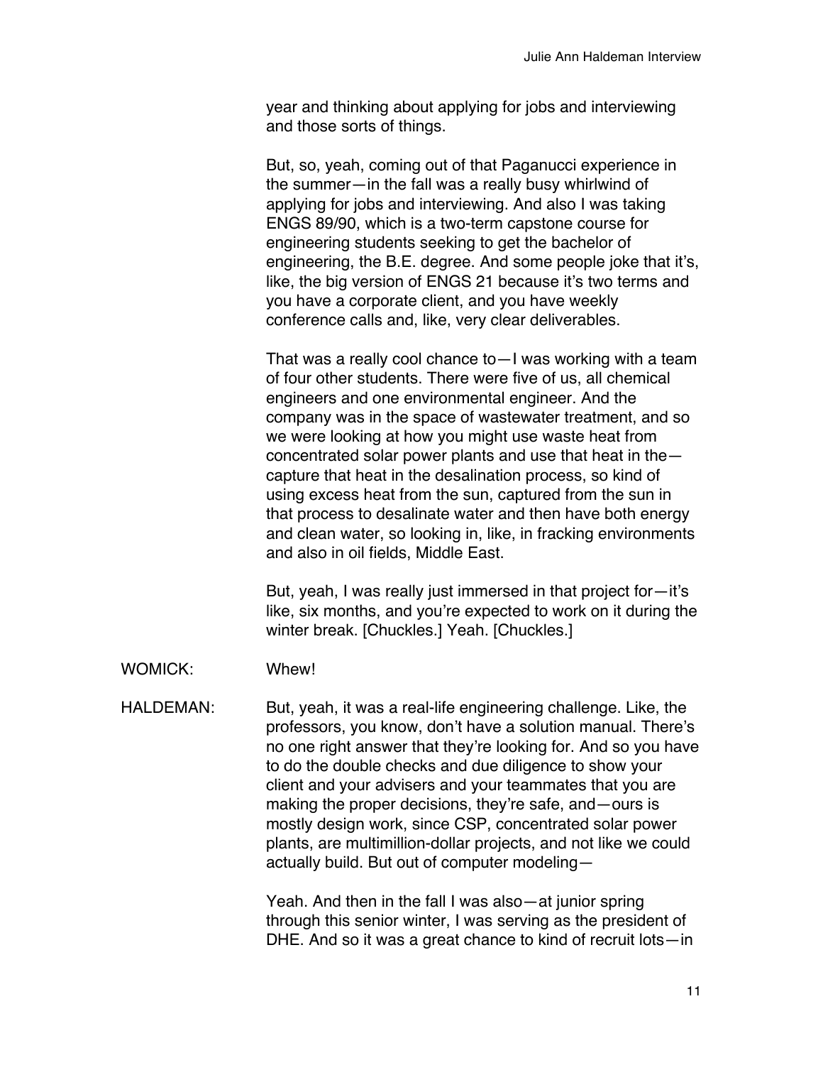year and thinking about applying for jobs and interviewing and those sorts of things.

But, so, yeah, coming out of that Paganucci experience in the summer—in the fall was a really busy whirlwind of applying for jobs and interviewing. And also I was taking ENGS 89/90, which is a two-term capstone course for engineering students seeking to get the bachelor of engineering, the B.E. degree. And some people joke that it's, like, the big version of ENGS 21 because it's two terms and you have a corporate client, and you have weekly conference calls and, like, very clear deliverables.

That was a really cool chance to—I was working with a team of four other students. There were five of us, all chemical engineers and one environmental engineer. And the company was in the space of wastewater treatment, and so we were looking at how you might use waste heat from concentrated solar power plants and use that heat in the—capture that heat in the desalination process, so kind of using excess heat from the sun, captured from the sun in that process to desalinate water and then have both energy and clean water, so looking in, like, in fracking environments and also in oil fields, Middle East.

But, yeah, I was really just immersed in that project for—it's like, six months, and you're expected to work on it during the winter break. [Chuckles.] Yeah. [Chuckles.]

WOMICK: Whew!

HALDEMAN: But, yeah, it was a real-life engineering challenge. Like, the professors, you know, don't have a solution manual. There's no one right answer that they're looking for. And so you have to do the double checks and due diligence to show your client and your advisers and your teammates that you are making the proper decisions, they're safe, and—ours is mostly design work, since CSP, concentrated solar power plants, are multimillion-dollar projects, and not like we could actually build. But out of computer modeling—

Yeah. And then in the fall I was also—at junior spring through this senior winter, I was serving as the president of DHE. And so it was a great chance to kind of recruit lots—in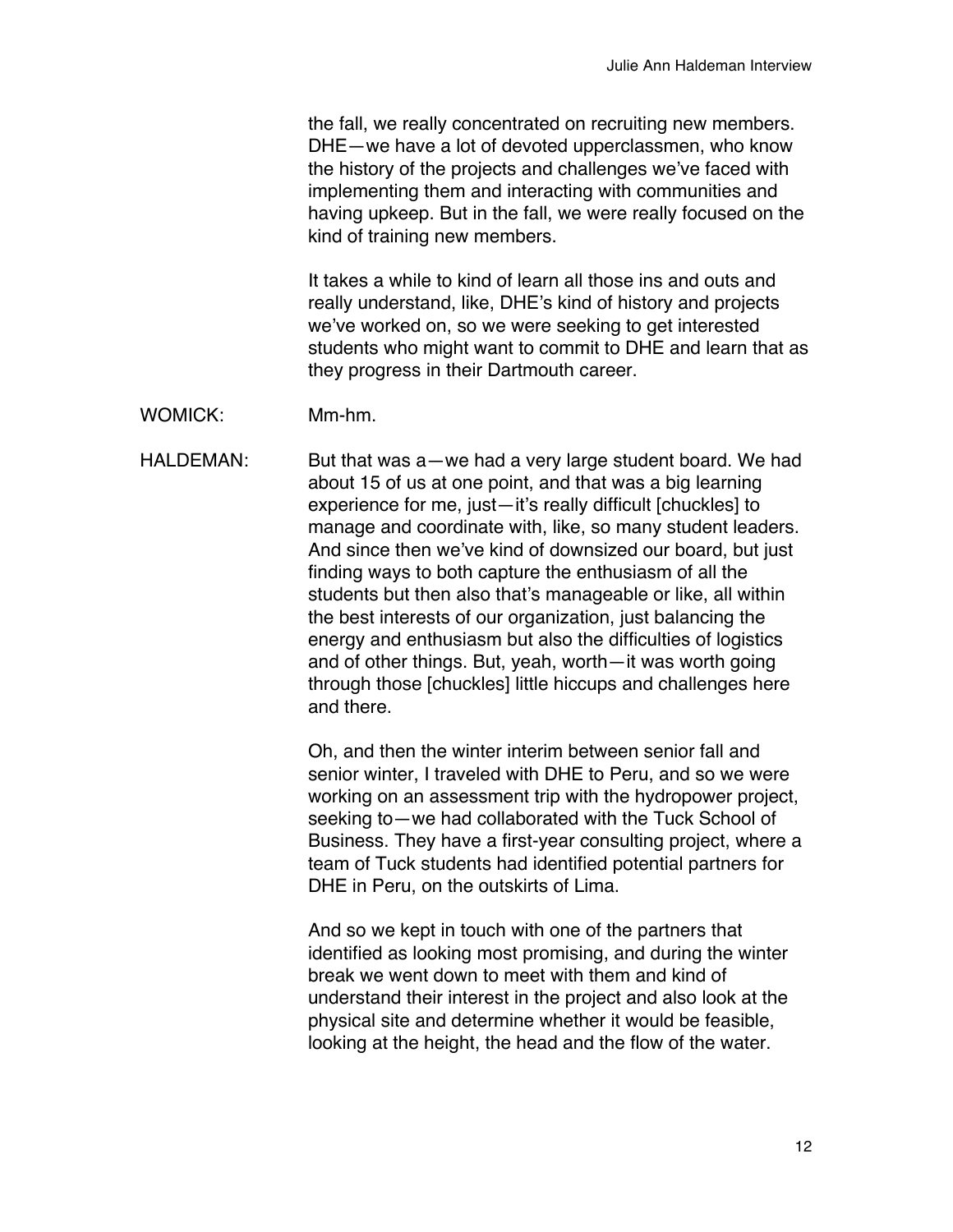the fall, we really concentrated on recruiting new members. DHE—we have a lot of devoted upperclassmen, who know the history of the projects and challenges we've faced with implementing them and interacting with communities and having upkeep. But in the fall, we were really focused on the kind of training new members.

It takes a while to kind of learn all those ins and outs and really understand, like, DHE's kind of history and projects we've worked on, so we were seeking to get interested students who might want to commit to DHE and learn that as they progress in their Dartmouth career.

WOMICK: Mm-hm.

HALDEMAN: But that was a—we had a very large student board. We had about 15 of us at one point, and that was a big learning experience for me, just—it's really difficult [chuckles] to manage and coordinate with, like, so many student leaders. And since then we've kind of downsized our board, but just finding ways to both capture the enthusiasm of all the students but then also that's manageable or like, all within the best interests of our organization, just balancing the energy and enthusiasm but also the difficulties of logistics and of other things. But, yeah, worth—it was worth going through those [chuckles] little hiccups and challenges here and there.

Oh, and then the winter interim between senior fall and senior winter, I traveled with DHE to Peru, and so we were working on an assessment trip with the hydropower project, seeking to—we had collaborated with the Tuck School of Business. They have a first-year consulting project, where a team of Tuck students had identified potential partners for DHE in Peru, on the outskirts of Lima.

And so we kept in touch with one of the partners that identified as looking most promising, and during the winter break we went down to meet with them and kind of understand their interest in the project and also look at the physical site and determine whether it would be feasible, looking at the height, the head and the flow of the water.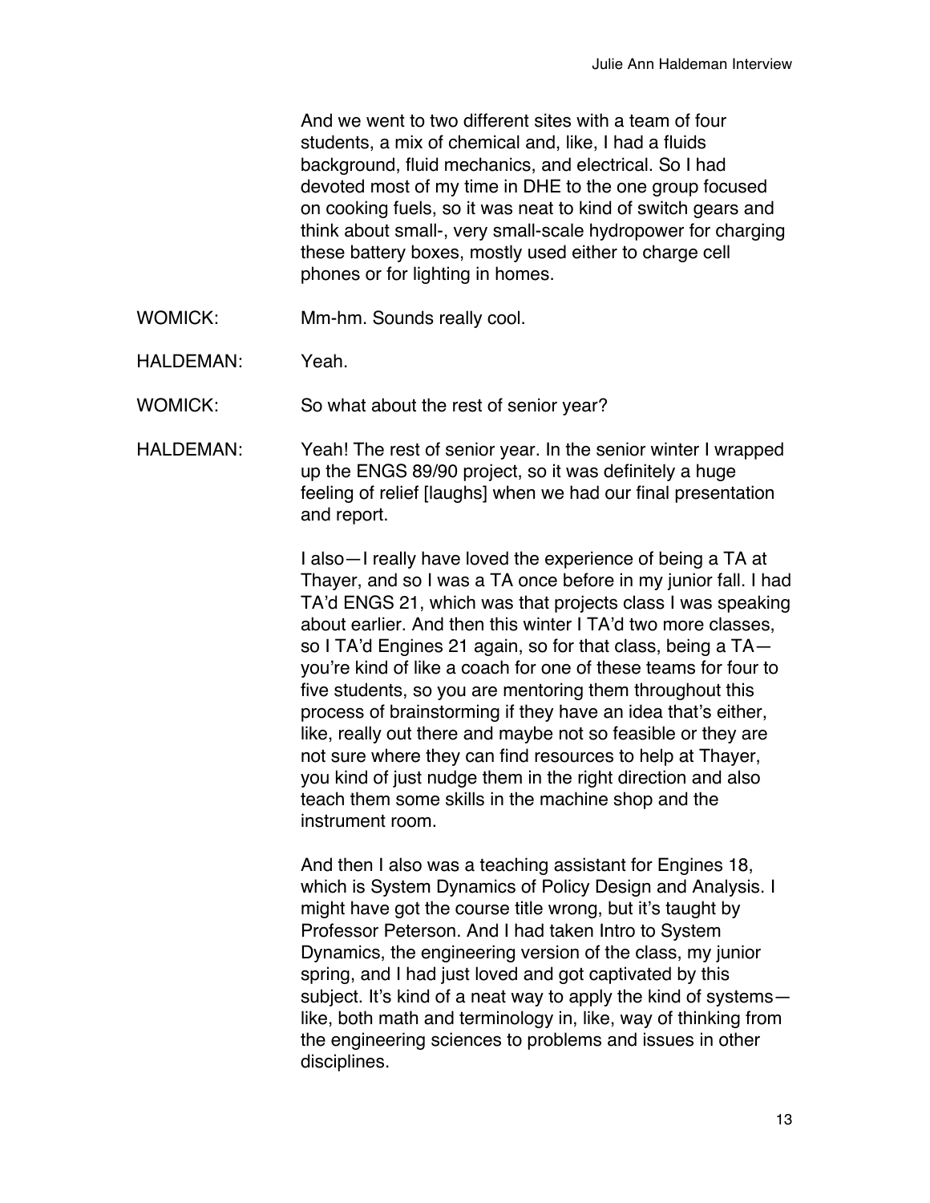And we went to two different sites with a team of four students, a mix of chemical and, like, I had a fluids background, fluid mechanics, and electrical. So I had devoted most of my time in DHE to the one group focused on cooking fuels, so it was neat to kind of switch gears and think about small-, very small-scale hydropower for charging these battery boxes, mostly used either to charge cell phones or for lighting in homes.

WOMICK: Mm-hm. Sounds really cool.

HALDEMAN: Yeah.

WOMICK: So what about the rest of senior year?

HALDEMAN: Yeah! The rest of senior year. In the senior winter I wrapped up the ENGS 89/90 project, so it was definitely a huge feeling of relief [laughs] when we had our final presentation and report.

I also—I really have loved the experience of being a TA at Thayer, and so I was a TA once before in my junior fall. I had TA'd ENGS 21, which was that projects class I was speaking about earlier. And then this winter I TA'd two more classes, so I TA'd Engines 21 again, so for that class, being a TA—you're kind of like a coach for one of these teams for four to five students, so you are mentoring them throughout this process of brainstorming if they have an idea that's either, like, really out there and maybe not so feasible or they are not sure where they can find resources to help at Thayer, you kind of just nudge them in the right direction and also teach them some skills in the machine shop and the instrument room.

And then I also was a teaching assistant for Engines 18, which is System Dynamics of Policy Design and Analysis. I might have got the course title wrong, but it's taught by Professor Peterson. And I had taken Intro to System Dynamics, the engineering version of the class, my junior spring, and I had just loved and got captivated by this subject. It's kind of a neat way to apply the kind of systems—like, both math and terminology in, like, way of thinking from the engineering sciences to problems and issues in other disciplines.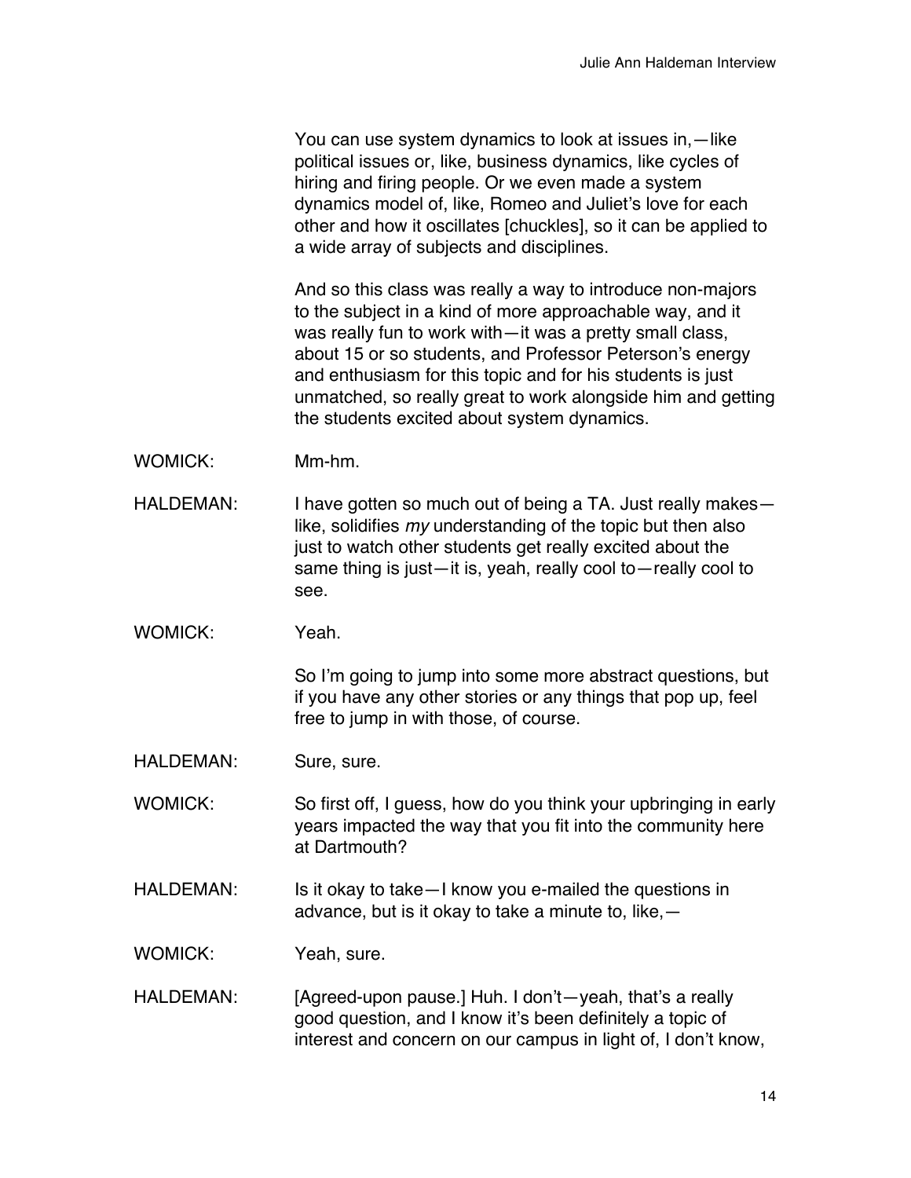You can use system dynamics to look at issues in,—like political issues or, like, business dynamics, like cycles of hiring and firing people. Or we even made a system dynamics model of, like, Romeo and Juliet's love for each other and how it oscillates [chuckles], so it can be applied to a wide array of subjects and disciplines.

And so this class was really a way to introduce non-majors to the subject in a kind of more approachable way, and it was really fun to work with—it was a pretty small class, about 15 or so students, and Professor Peterson's energy and enthusiasm for this topic and for his students is just unmatched, so really great to work alongside him and getting the students excited about system dynamics.

WOMICK: Mm-hm.

HALDEMAN: I have gotten so much out of being a TA. Just really makes—like, solidifies *my* understanding of the topic but then also just to watch other students get really excited about the same thing is just—it is, yeah, really cool to—really cool to see.

WOMICK: Yeah.

So I'm going to jump into some more abstract questions, but if you have any other stories or any things that pop up, feel free to jump in with those, of course.

HALDEMAN: Sure, sure.

WOMICK: So first off, I guess, how do you think your upbringing in early years impacted the way that you fit into the community here at Dartmouth?

HALDEMAN: Is it okay to take—I know you e-mailed the questions in advance, but is it okay to take a minute to, like,—

WOMICK: Yeah, sure.

HALDEMAN: [Agreed-upon pause.] Huh. I don't—yeah, that's a really good question, and I know it's been definitely a topic of interest and concern on our campus in light of, I don't know,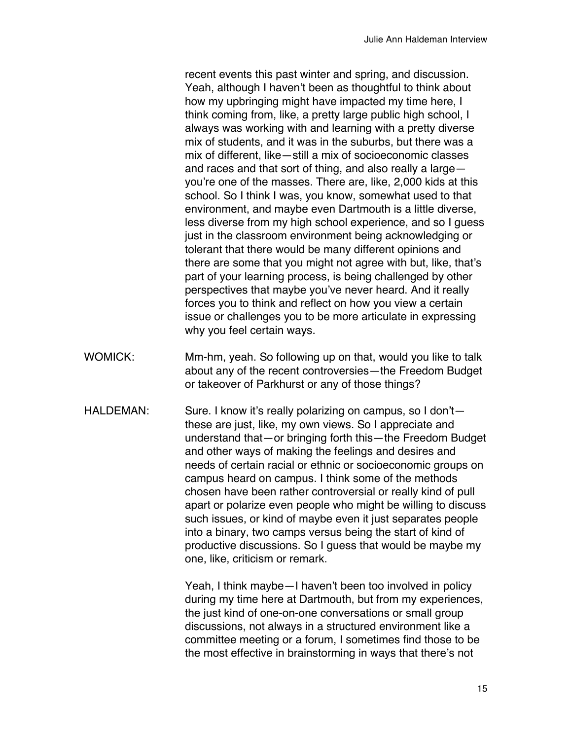recent events this past winter and spring, and discussion. Yeah, although I haven't been as thoughtful to think about how my upbringing might have impacted my time here, I think coming from, like, a pretty large public high school, I always was working with and learning with a pretty diverse mix of students, and it was in the suburbs, but there was a mix of different, like—still a mix of socioeconomic classes and races and that sort of thing, and also really a large—you're one of the masses. There are, like, 2,000 kids at this school. So I think I was, you know, somewhat used to that environment, and maybe even Dartmouth is a little diverse, less diverse from my high school experience, and so I guess just in the classroom environment being acknowledging or tolerant that there would be many different opinions and there are some that you might not agree with but, like, that's part of your learning process, is being challenged by other perspectives that maybe you've never heard. And it really forces you to think and reflect on how you view a certain issue or challenges you to be more articulate in expressing why you feel certain ways.

WOMICK: Mm-hm, yeah. So following up on that, would you like to talk about any of the recent controversies—the Freedom Budget or takeover of Parkhurst or any of those things?

HALDEMAN: Sure. I know it's really polarizing on campus, so I don't—these are just, like, my own views. So I appreciate and understand that—or bringing forth this—the Freedom Budget and other ways of making the feelings and desires and needs of certain racial or ethnic or socioeconomic groups on campus heard on campus. I think some of the methods chosen have been rather controversial or really kind of pull apart or polarize even people who might be willing to discuss such issues, or kind of maybe even it just separates people into a binary, two camps versus being the start of kind of productive discussions. So I guess that would be maybe my one, like, criticism or remark.

Yeah, I think maybe—I haven't been too involved in policy during my time here at Dartmouth, but from my experiences, the just kind of one-on-one conversations or small group discussions, not always in a structured environment like a committee meeting or a forum, I sometimes find those to be the most effective in brainstorming in ways that there's not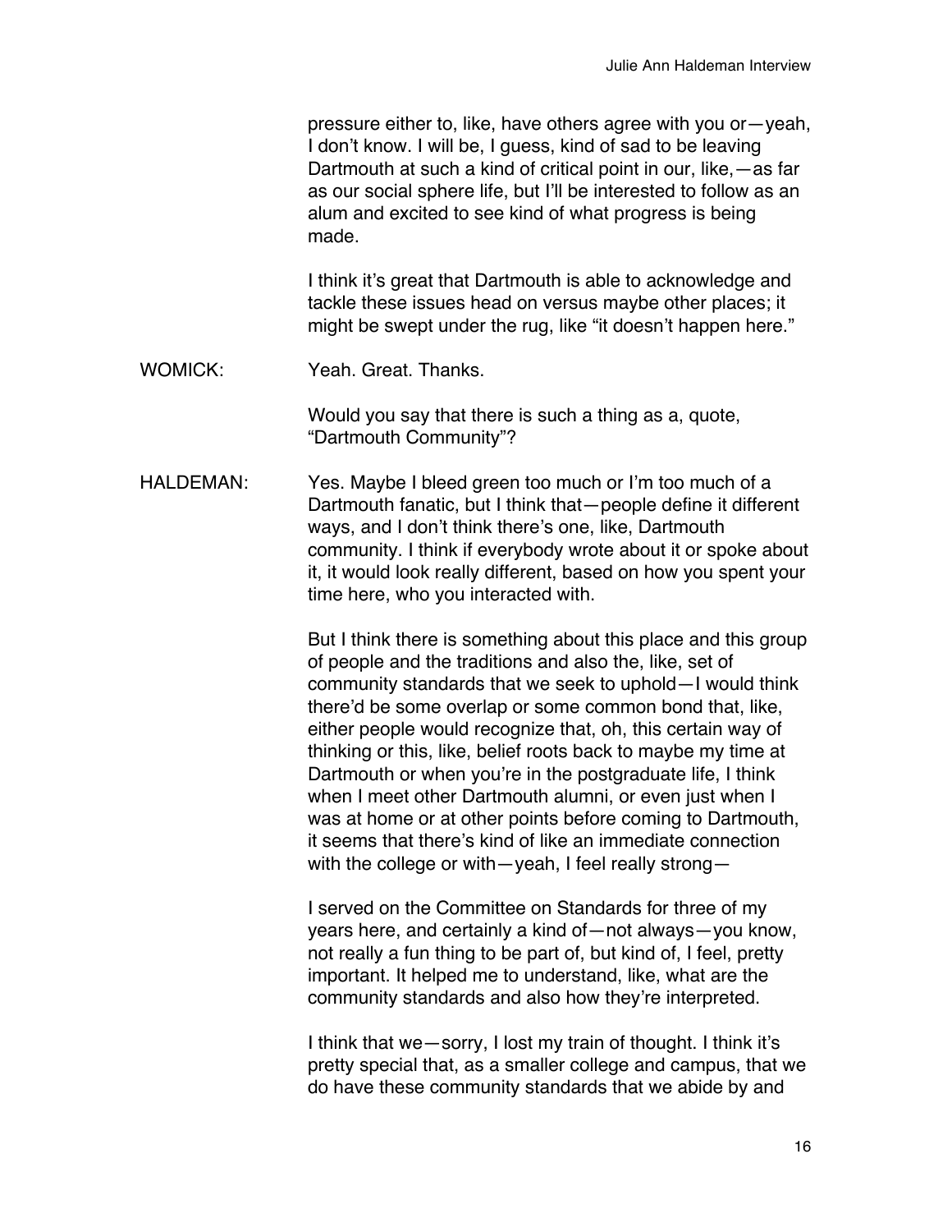pressure either to, like, have others agree with you or—yeah, I don't know. I will be, I guess, kind of sad to be leaving Dartmouth at such a kind of critical point in our, like,—as far as our social sphere life, but I'll be interested to follow as an alum and excited to see kind of what progress is being made.

I think it's great that Dartmouth is able to acknowledge and tackle these issues head on versus maybe other places; it might be swept under the rug, like "it doesn't happen here."

WOMICK: Yeah. Great. Thanks.

Would you say that there is such a thing as a, quote, "Dartmouth Community"?

HALDEMAN: Yes. Maybe I bleed green too much or I'm too much of a Dartmouth fanatic, but I think that—people define it different ways, and I don't think there's one, like, Dartmouth community. I think if everybody wrote about it or spoke about it, it would look really different, based on how you spent your time here, who you interacted with.

But I think there is something about this place and this group of people and the traditions and also the, like, set of community standards that we seek to uphold—I would think there'd be some overlap or some common bond that, like, either people would recognize that, oh, this certain way of thinking or this, like, belief roots back to maybe my time at Dartmouth or when you're in the postgraduate life, I think when I meet other Dartmouth alumni, or even just when I was at home or at other points before coming to Dartmouth, it seems that there's kind of like an immediate connection with the college or with—yeah, I feel really strong—

I served on the Committee on Standards for three of my years here, and certainly a kind of—not always—you know, not really a fun thing to be part of, but kind of, I feel, pretty important. It helped me to understand, like, what are the community standards and also how they're interpreted.

I think that we—sorry, I lost my train of thought. I think it's pretty special that, as a smaller college and campus, that we do have these community standards that we abide by and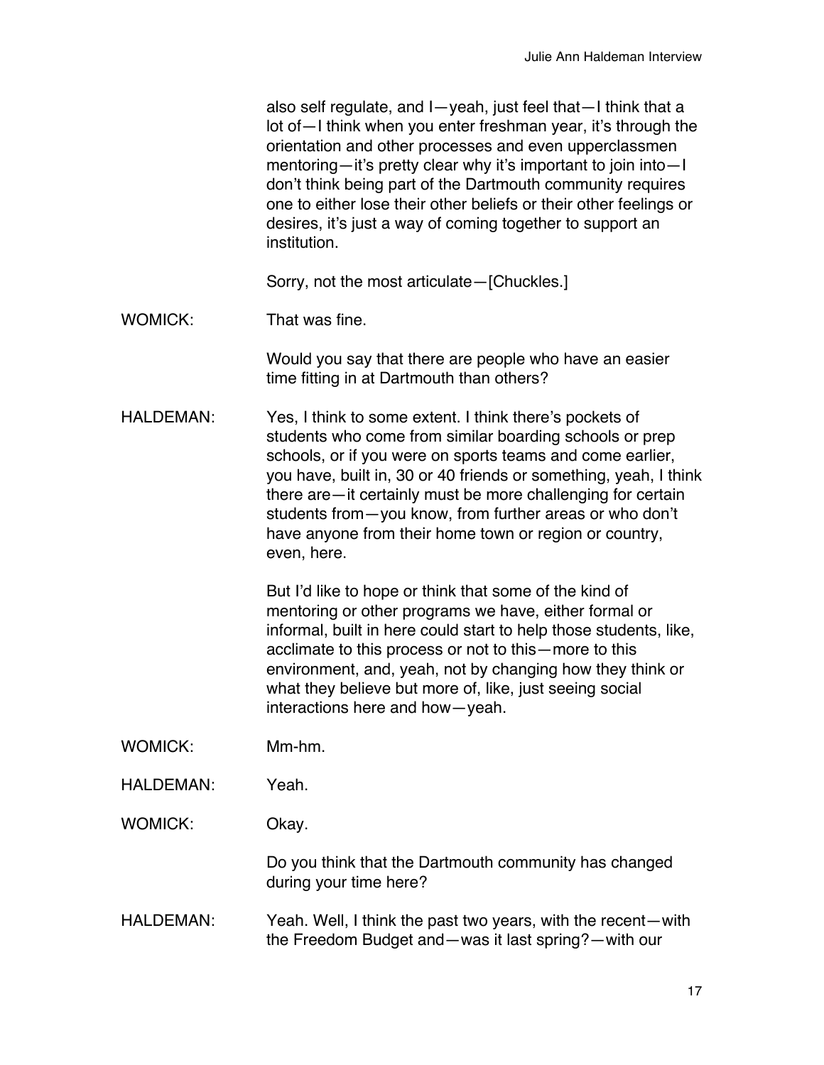also self regulate, and I—yeah, just feel that—I think that a lot of—I think when you enter freshman year, it's through the orientation and other processes and even upperclassmen mentoring—it's pretty clear why it's important to join into—I don't think being part of the Dartmouth community requires one to either lose their other beliefs or their other feelings or desires, it's just a way of coming together to support an institution.

Sorry, not the most articulate—[Chuckles.]

WOMICK: That was fine.

Would you say that there are people who have an easier time fitting in at Dartmouth than others?

HALDEMAN: Yes, I think to some extent. I think there's pockets of students who come from similar boarding schools or prep schools, or if you were on sports teams and come earlier, you have, built in, 30 or 40 friends or something, yeah, I think there are—it certainly must be more challenging for certain students from—you know, from further areas or who don't have anyone from their home town or region or country, even, here.

But I'd like to hope or think that some of the kind of mentoring or other programs we have, either formal or informal, built in here could start to help those students, like, acclimate to this process or not to this—more to this environment, and, yeah, not by changing how they think or what they believe but more of, like, just seeing social interactions here and how—yeah.

WOMICK: Mm-hm.

HALDEMAN: Yeah.

WOMICK: Okay.

Do you think that the Dartmouth community has changed during your time here?

HALDEMAN: Yeah. Well, I think the past two years, with the recent—with the Freedom Budget and—was it last spring?—with our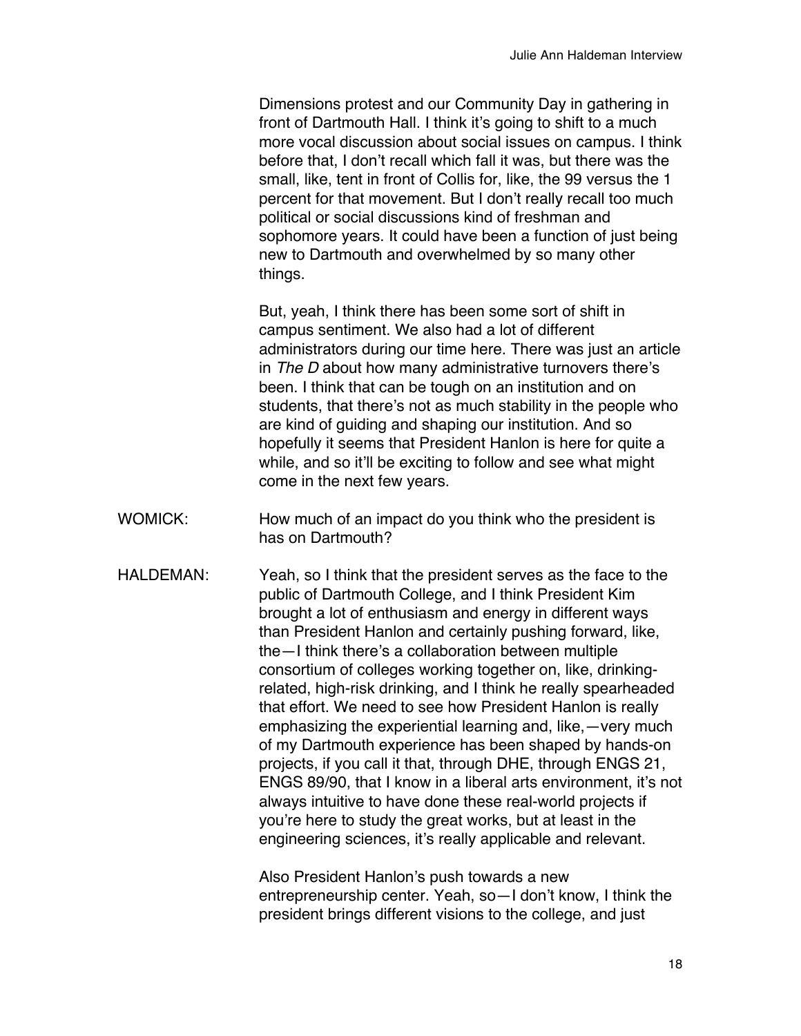Dimensions protest and our Community Day in gathering in front of Dartmouth Hall. I think it's going to shift to a much more vocal discussion about social issues on campus. I think before that, I don't recall which fall it was, but there was the small, like, tent in front of Collis for, like, the 99 versus the 1 percent for that movement. But I don't really recall too much political or social discussions kind of freshman and sophomore years. It could have been a function of just being new to Dartmouth and overwhelmed by so many other things.

But, yeah, I think there has been some sort of shift in campus sentiment. We also had a lot of different administrators during our time here. There was just an article in *The D* about how many administrative turnovers there's been. I think that can be tough on an institution and on students, that there's not as much stability in the people who are kind of guiding and shaping our institution. And so hopefully it seems that President Hanlon is here for quite a while, and so it'll be exciting to follow and see what might come in the next few years.

WOMICK: How much of an impact do you think who the president is has on Dartmouth?

HALDEMAN: Yeah, so I think that the president serves as the face to the public of Dartmouth College, and I think President Kim brought a lot of enthusiasm and energy in different ways than President Hanlon and certainly pushing forward, like, the—I think there's a collaboration between multiple consortium of colleges working together on, like, drinking-related, high-risk drinking, and I think he really spearheaded that effort. We need to see how President Hanlon is really emphasizing the experiential learning and, like,—very much of my Dartmouth experience has been shaped by hands-on projects, if you call it that, through DHE, through ENGS 21, ENGS 89/90, that I know in a liberal arts environment, it's not always intuitive to have done these real-world projects if you're here to study the great works, but at least in the engineering sciences, it's really applicable and relevant.

Also President Hanlon's push towards a new entrepreneurship center. Yeah, so—I don't know, I think the president brings different visions to the college, and just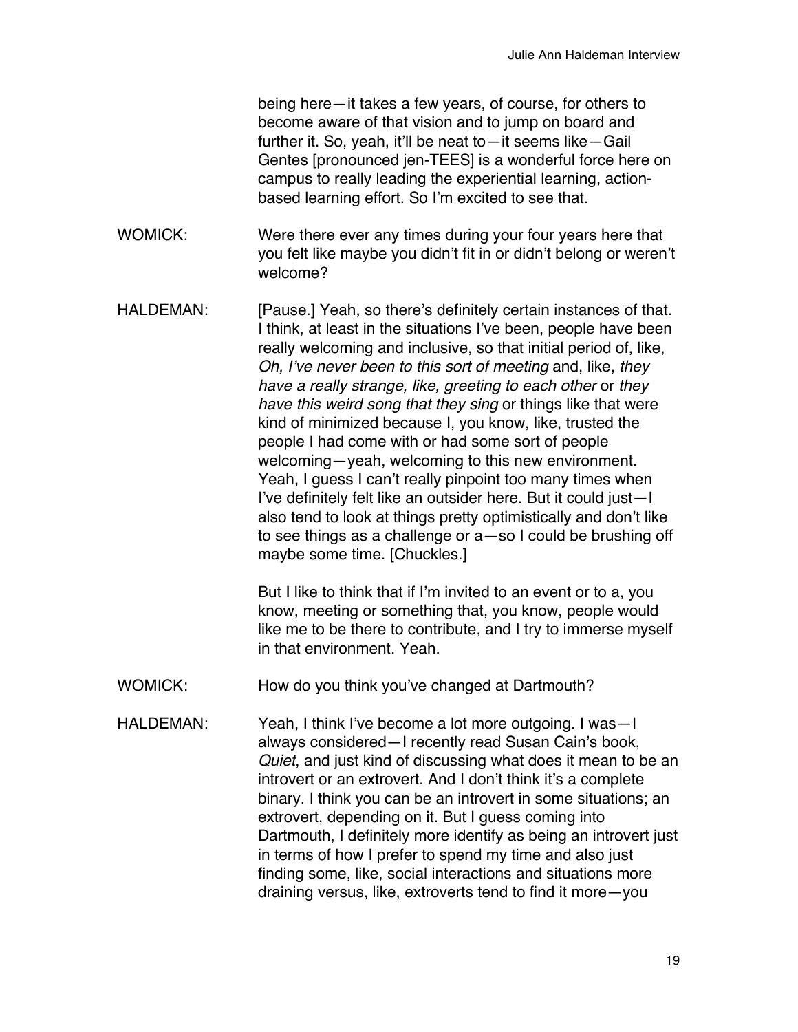being here—it takes a few years, of course, for others to become aware of that vision and to jump on board and further it. So, yeah, it'll be neat to—it seems like—Gail Gentes [pronounced jen-TEES] is a wonderful force here on campus to really leading the experiential learning, action-based learning effort. So I'm excited to see that.

WOMICK: Were there ever any times during your four years here that you felt like maybe you didn't fit in or didn't belong or weren't welcome?

HALDEMAN: [Pause.] Yeah, so there's definitely certain instances of that. I think, at least in the situations I've been, people have been really welcoming and inclusive, so that initial period of, like, *Oh, I've never been to this sort of meeting* and, like, *they have a really strange, like, greeting to each other* or *they have this weird song that they sing* or things like that were kind of minimized because I, you know, like, trusted the people I had come with or had some sort of people welcoming—yeah, welcoming to this new environment. Yeah, I guess I can't really pinpoint too many times when I've definitely felt like an outsider here. But it could just—I also tend to look at things pretty optimistically and don't like to see things as a challenge or a—so I could be brushing off maybe some time. [Chuckles.]

But I like to think that if I'm invited to an event or to a, you know, meeting or something that, you know, people would like me to be there to contribute, and I try to immerse myself in that environment. Yeah.

WOMICK: How do you think you've changed at Dartmouth?

HALDEMAN: Yeah, I think I've become a lot more outgoing. I was—I always considered—I recently read Susan Cain's book, *Quiet*, and just kind of discussing what does it mean to be an introvert or an extrovert. And I don't think it's a complete binary. I think you can be an introvert in some situations; an extrovert, depending on it. But I guess coming into Dartmouth, I definitely more identify as being an introvert just in terms of how I prefer to spend my time and also just finding some, like, social interactions and situations more draining versus, like, extroverts tend to find it more—you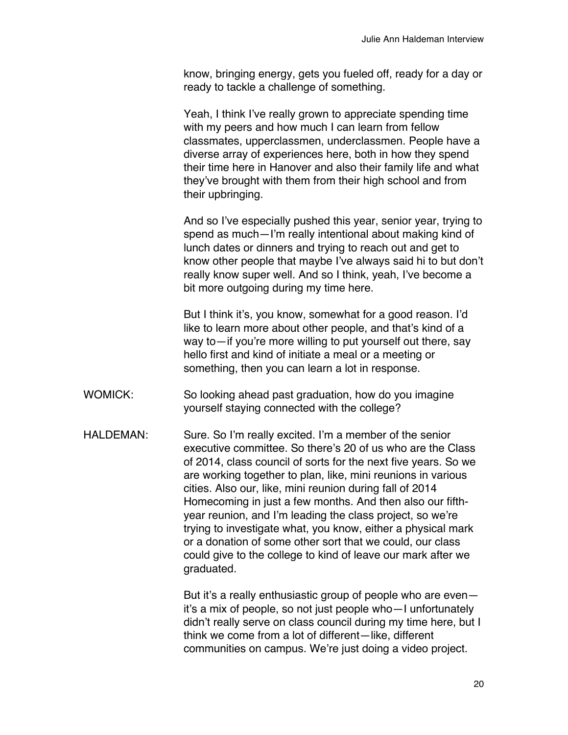know, bringing energy, gets you fueled off, ready for a day or ready to tackle a challenge of something.

Yeah, I think I've really grown to appreciate spending time with my peers and how much I can learn from fellow classmates, upperclassmen, underclassmen. People have a diverse array of experiences here, both in how they spend their time here in Hanover and also their family life and what they've brought with them from their high school and from their upbringing.

And so I've especially pushed this year, senior year, trying to spend as much—I'm really intentional about making kind of lunch dates or dinners and trying to reach out and get to know other people that maybe I've always said hi to but don't really know super well. And so I think, yeah, I've become a bit more outgoing during my time here.

But I think it's, you know, somewhat for a good reason. I'd like to learn more about other people, and that's kind of a way to—if you're more willing to put yourself out there, say hello first and kind of initiate a meal or a meeting or something, then you can learn a lot in response.

WOMICK: So looking ahead past graduation, how do you imagine yourself staying connected with the college?

HALDEMAN: Sure. So I'm really excited. I'm a member of the senior executive committee. So there's 20 of us who are the Class of 2014, class council of sorts for the next five years. So we are working together to plan, like, mini reunions in various cities. Also our, like, mini reunion during fall of 2014 Homecoming in just a few months. And then also our fifth-year reunion, and I'm leading the class project, so we're trying to investigate what, you know, either a physical mark or a donation of some other sort that we could, our class could give to the college to kind of leave our mark after we graduated.

But it's a really enthusiastic group of people who are even—it's a mix of people, so not just people who—I unfortunately didn't really serve on class council during my time here, but I think we come from a lot of different—like, different communities on campus. We're just doing a video project.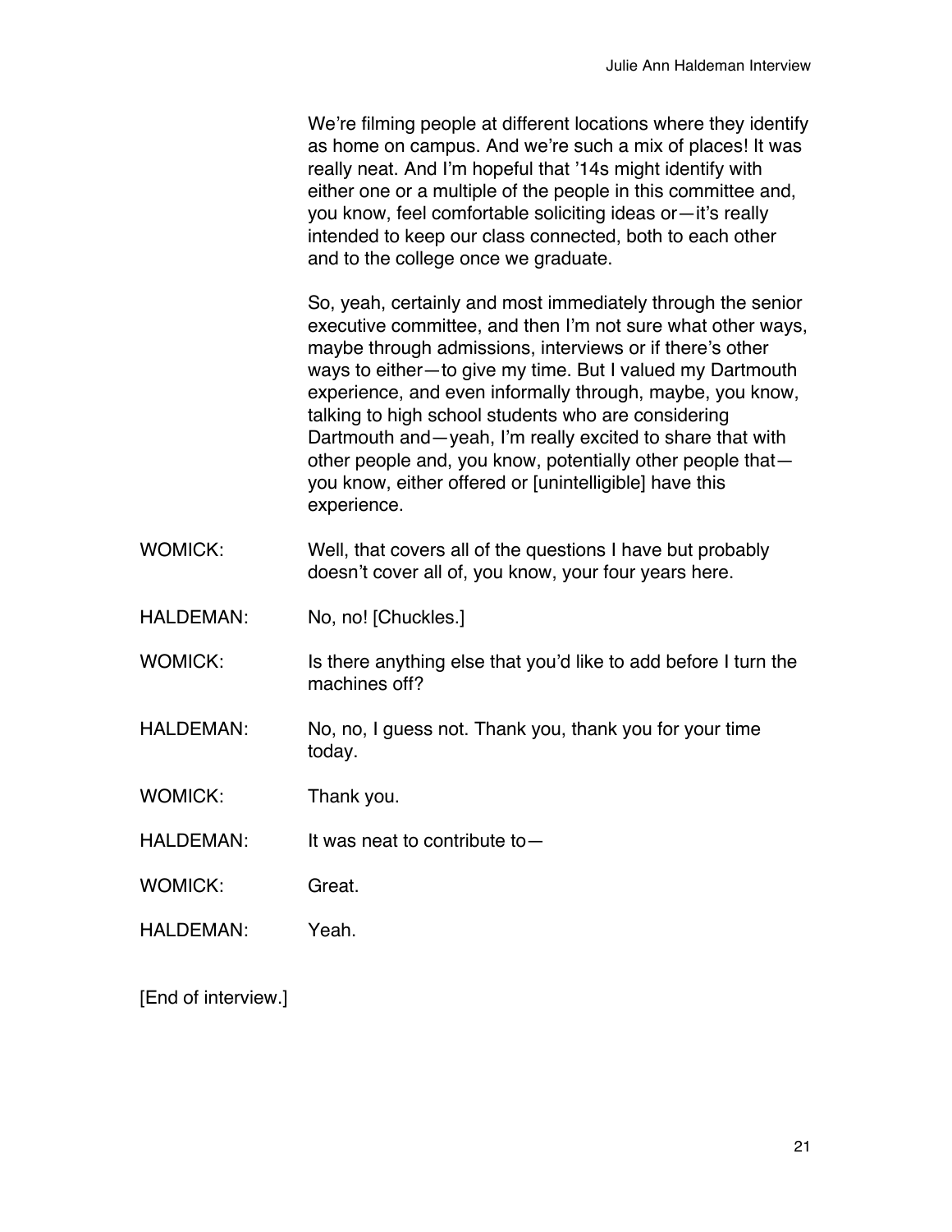We're filming people at different locations where they identify as home on campus. And we're such a mix of places! It was really neat. And I'm hopeful that '14s might identify with either one or a multiple of the people in this committee and, you know, feel comfortable soliciting ideas or—it's really intended to keep our class connected, both to each other and to the college once we graduate.

So, yeah, certainly and most immediately through the senior executive committee, and then I'm not sure what other ways, maybe through admissions, interviews or if there's other ways to either—to give my time. But I valued my Dartmouth experience, and even informally through, maybe, you know, talking to high school students who are considering Dartmouth and—yeah, I'm really excited to share that with other people and, you know, potentially other people that—you know, either offered or [unintelligible] have this experience.

WOMICK: Well, that covers all of the questions I have but probably doesn't cover all of, you know, your four years here.

HALDEMAN: No, no! [Chuckles.]

WOMICK: Is there anything else that you'd like to add before I turn the machines off?

HALDEMAN: No, no, I guess not. Thank you, thank you for your time today.

WOMICK: Thank you.

HALDEMAN: It was neat to contribute to—

WOMICK: Great.

HALDEMAN: Yeah.

[End of interview.]